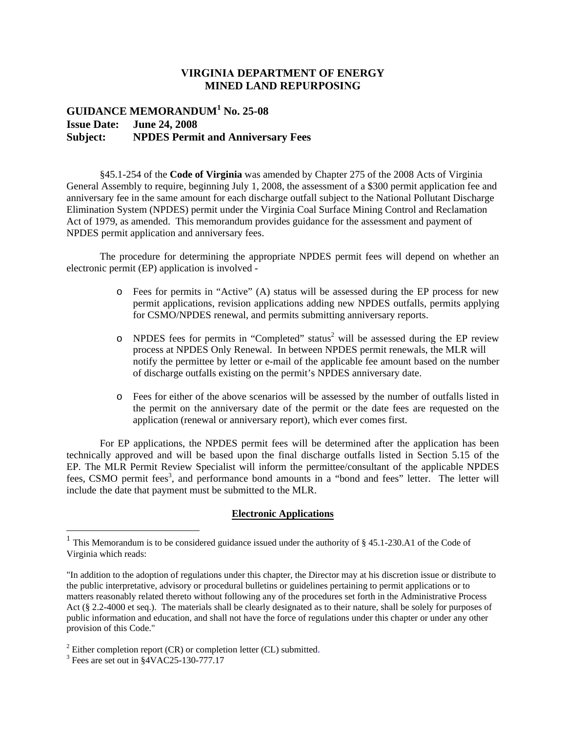# VIRGINIA DEPARTMENT OF ENERGY
# MINED LAND REPURPOSING

## GUIDANCE MEMORANDUM[1] No. 25-08
**Issue Date: June 24, 2008**
**Subject: NPDES Permit and Anniversary Fees**

§45.1-254 of the **Code of Virginia** was amended by Chapter 275 of the 2008 Acts of Virginia General Assembly to require, beginning July 1, 2008, the assessment of a $300 permit application fee and anniversary fee in the same amount for each discharge outfall subject to the National Pollutant Discharge Elimination System (NPDES) permit under the Virginia Coal Surface Mining Control and Reclamation Act of 1979, as amended. This memorandum provides guidance for the assessment and payment of NPDES permit application and anniversary fees.

The procedure for determining the appropriate NPDES permit fees will depend on whether an electronic permit (EP) application is involved -

- Fees for permits in "Active" (A) status will be assessed during the EP process for new permit applications, revision applications adding new NPDES outfalls, permits applying for CSMO/NPDES renewal, and permits submitting anniversary reports.
- NPDES fees for permits in "Completed" status[2] will be assessed during the EP review process at NPDES Only Renewal. In between NPDES permit renewals, the MLR will notify the permittee by letter or e-mail of the applicable fee amount based on the number of discharge outfalls existing on the permit's NPDES anniversary date.
- Fees for either of the above scenarios will be assessed by the number of outfalls listed in the permit on the anniversary date of the permit or the date fees are requested on the application (renewal or anniversary report), which ever comes first.

For EP applications, the NPDES permit fees will be determined after the application has been technically approved and will be based upon the final discharge outfalls listed in Section 5.15 of the EP. The MLR Permit Review Specialist will inform the permittee/consultant of the applicable NPDES fees, CSMO permit fees[3], and performance bond amounts in a "bond and fees" letter. The letter will include the date that payment must be submitted to the MLR.

### Electronic Applications

---

[1] This Memorandum is to be considered guidance issued under the authority of § 45.1-230.A1 of the Code of Virginia which reads:

"In addition to the adoption of regulations under this chapter, the Director may at his discretion issue or distribute to the public interpretative, advisory or procedural bulletins or guidelines pertaining to permit applications or to matters reasonably related thereto without following any of the procedures set forth in the Administrative Process Act (§ 2.2-4000 et seq.). The materials shall be clearly designated as to their nature, shall be solely for purposes of public information and education, and shall not have the force of regulations under this chapter or under any other provision of this Code."

[2] Either completion report (CR) or completion letter (CL) submitted.

[3] Fees are set out in §4VAC25-130-777.17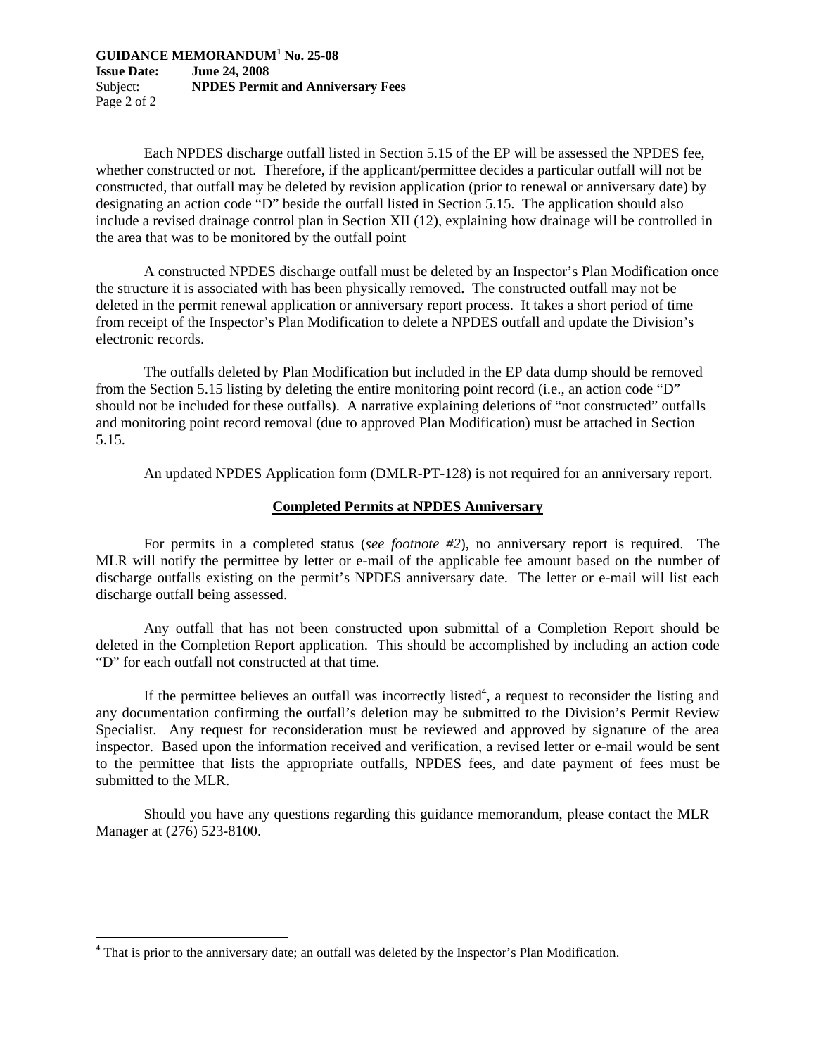Each NPDES discharge outfall listed in Section 5.15 of the EP will be assessed the NPDES fee, whether constructed or not. Therefore, if the applicant/permittee decides a particular outfall will not be constructed, that outfall may be deleted by revision application (prior to renewal or anniversary date) by designating an action code "D" beside the outfall listed in Section 5.15. The application should also include a revised drainage control plan in Section XII (12), explaining how drainage will be controlled in the area that was to be monitored by the outfall point

A constructed NPDES discharge outfall must be deleted by an Inspector's Plan Modification once the structure it is associated with has been physically removed. The constructed outfall may not be deleted in the permit renewal application or anniversary report process. It takes a short period of time from receipt of the Inspector's Plan Modification to delete a NPDES outfall and update the Division's electronic records.

The outfalls deleted by Plan Modification but included in the EP data dump should be removed from the Section 5.15 listing by deleting the entire monitoring point record (i.e., an action code "D" should not be included for these outfalls). A narrative explaining deletions of "not constructed" outfalls and monitoring point record removal (due to approved Plan Modification) must be attached in Section 5.15.

An updated NPDES Application form (DMLR-PT-128) is not required for an anniversary report.

## Completed Permits at NPDES Anniversary

For permits in a completed status (*see footnote #2*), no anniversary report is required. The MLR will notify the permittee by letter or e-mail of the applicable fee amount based on the number of discharge outfalls existing on the permit's NPDES anniversary date. The letter or e-mail will list each discharge outfall being assessed.

Any outfall that has not been constructed upon submittal of a Completion Report should be deleted in the Completion Report application. This should be accomplished by including an action code "D" for each outfall not constructed at that time.

If the permittee believes an outfall was incorrectly listed[4], a request to reconsider the listing and any documentation confirming the outfall's deletion may be submitted to the Division's Permit Review Specialist. Any request for reconsideration must be reviewed and approved by signature of the area inspector. Based upon the information received and verification, a revised letter or e-mail would be sent to the permittee that lists the appropriate outfalls, NPDES fees, and date payment of fees must be submitted to the MLR.

Should you have any questions regarding this guidance memorandum, please contact the MLR Manager at (276) 523-8100.

[4] That is prior to the anniversary date; an outfall was deleted by the Inspector's Plan Modification.